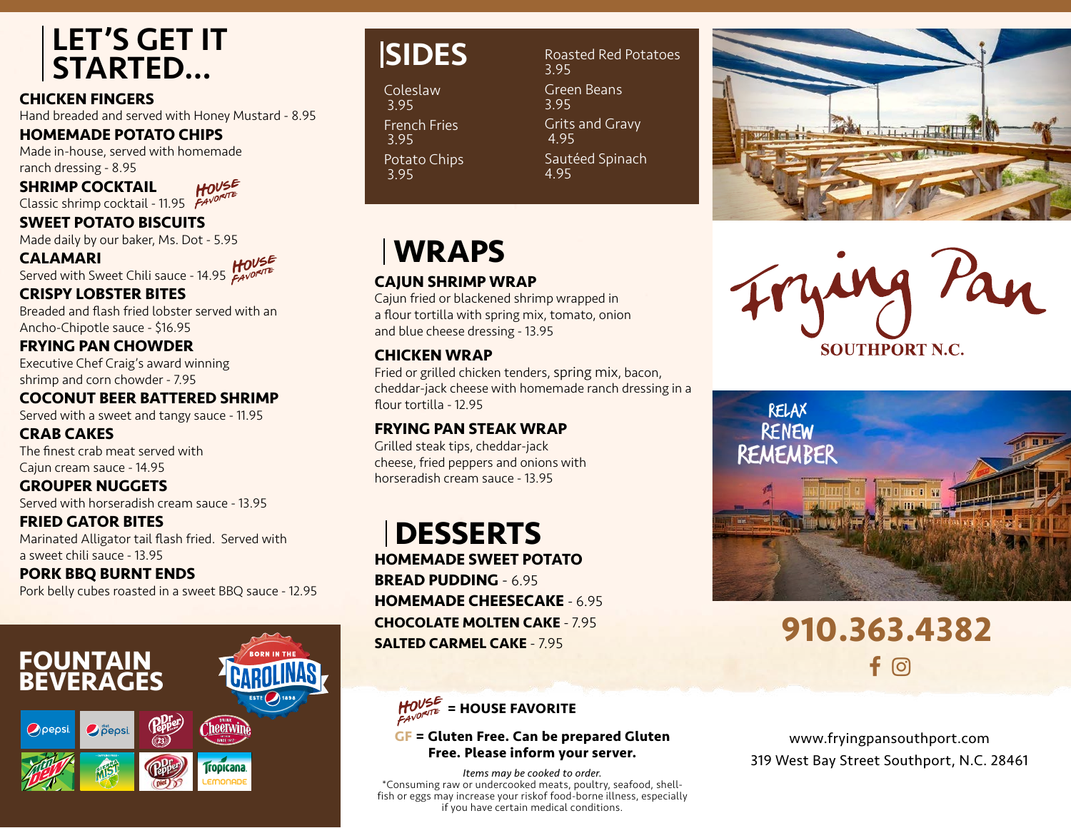# LET'S GET IT STARTED...

**CHICKEN FINGERS**
Hand breaded and served with Honey Mustard - 8.95

**HOMEMADE POTATO CHIPS**
Made in-house, served with homemade ranch dressing - 8.95

**SHRIMP COCKTAIL** *HOUSE FAVORITE*
Classic shrimp cocktail - 11.95

**SWEET POTATO BISCUITS**
Made daily by our baker, Ms. Dot - 5.95

**CALAMARI** *HOUSE FAVORITE*
Served with Sweet Chili sauce - 14.95

**CRISPY LOBSTER BITES**
Breaded and flash fried lobster served with an Ancho-Chipotle sauce - $16.95

**FRYING PAN CHOWDER**
Executive Chef Craig's award winning shrimp and corn chowder - 7.95

**COCONUT BEER BATTERED SHRIMP**
Served with a sweet and tangy sauce - 11.95

**CRAB CAKES**
The finest crab meat served with Cajun cream sauce - 14.95

**GROUPER NUGGETS**
Served with horseradish cream sauce - 13.95

**FRIED GATOR BITES**
Marinated Alligator tail flash fried. Served with a sweet chili sauce - 13.95

**PORK BBQ BURNT ENDS**
Pork belly cubes roasted in a sweet BBQ sauce - 12.95

## FOUNTAIN BEVERAGES

BORN IN THE CAROLINAS ESTD 1898

Pepsi, Diet Pepsi, Dr Pepper, Cheerwine, Mtn Dew, Sierra Mist, Diet Dr Pepper, Tropicana Lemonade

# SIDES

Coleslaw
3.95

French Fries
3.95

Potato Chips
3.95

Roasted Red Potatoes
3.95

Green Beans
3.95

Grits and Gravy
4.95

Sautéed Spinach
4.95

# WRAPS

**CAJUN SHRIMP WRAP**
Cajun fried or blackened shrimp wrapped in a flour tortilla with spring mix, tomato, onion and blue cheese dressing - 13.95

**CHICKEN WRAP**
Fried or grilled chicken tenders, spring mix, bacon, cheddar-jack cheese with homemade ranch dressing in a flour tortilla - 12.95

**FRYING PAN STEAK WRAP**
Grilled steak tips, cheddar-jack cheese, fried peppers and onions with horseradish cream sauce - 13.95

# DESSERTS

**HOMEMADE SWEET POTATO BREAD PUDDING** - 6.95
**HOMEMADE CHEESECAKE** - 6.95
**CHOCOLATE MOLTEN CAKE** - 7.95
**SALTED CARMEL CAKE** - 7.95

*HOUSE FAVORITE* **= HOUSE FAVORITE**

**GF = Gluten Free. Can be prepared Gluten Free. Please inform your server.**

*Items may be cooked to order.*
*Consuming raw or undercooked meats, poultry, seafood, shellfish or eggs may increase your riskof food-borne illness, especially if you have certain medical conditions.

# Frying Pan
SOUTHPORT N.C.

RELAX
RENEW
REMEMBER

**910.363.4382**

www.fryingpansouthport.com
319 West Bay Street Southport, N.C. 28461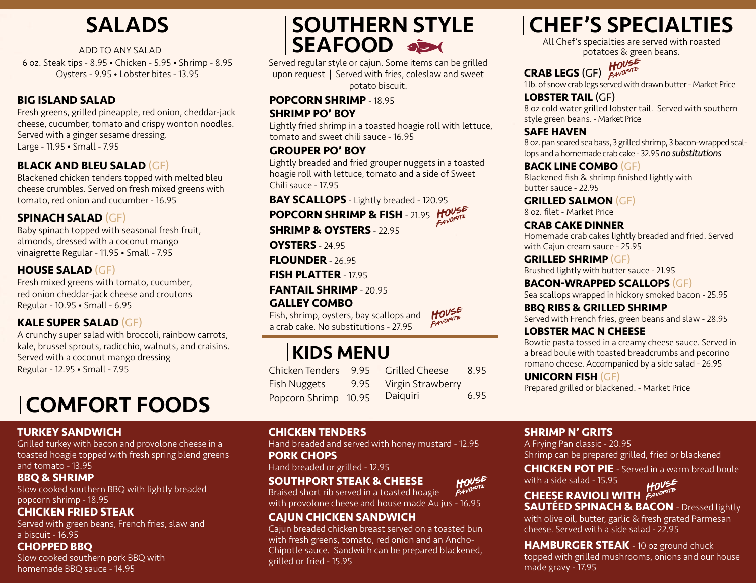# SALADS

ADD TO ANY SALAD
6 oz. Steak tips - 8.95 • Chicken - 5.95 • Shrimp - 8.95
Oysters - 9.95 • Lobster bites - 13.95

**BIG ISLAND SALAD**
Fresh greens, grilled pineapple, red onion, cheddar-jack cheese, cucumber, tomato and crispy wonton noodles. Served with a ginger sesame dressing.
Large - 11.95 • Small - 7.95

**BLACK AND BLEU SALAD** (GF)
Blackened chicken tenders topped with melted bleu cheese crumbles. Served on fresh mixed greens with tomato, red onion and cucumber - 16.95

**SPINACH SALAD** (GF)
Baby spinach topped with seasonal fresh fruit, almonds, dressed with a coconut mango vinaigrette Regular - 11.95 • Small - 7.95

**HOUSE SALAD** (GF)
Fresh mixed greens with tomato, cucumber, red onion cheddar-jack cheese and croutons
Regular - 10.95 • Small - 6.95

**KALE SUPER SALAD** (GF)
A crunchy super salad with broccoli, rainbow carrots, kale, brussel sprouts, radicchio, walnuts, and craisins. Served with a coconut mango dressing
Regular - 12.95 • Small - 7.95

# SOUTHERN STYLE SEAFOOD

Served regular style or cajun. Some items can be grilled upon request | Served with fries, coleslaw and sweet potato biscuit.

**POPCORN SHRIMP** - 18.95

**SHRIMP PO' BOY**
Lightly fried shrimp in a toasted hoagie roll with lettuce, tomato and sweet chili sauce - 16.95

**GROUPER PO' BOY**
Lightly breaded and fried grouper nuggets in a toasted hoagie roll with lettuce, tomato and a side of Sweet Chili sauce - 17.95

**BAY SCALLOPS** - Lightly breaded - 120.95

**POPCORN SHRIMP & FISH** - 21.95 *HOUSE FAVORITE*

**SHRIMP & OYSTERS** - 22.95

**OYSTERS** - 24.95

**FLOUNDER** - 26.95

**FISH PLATTER** - 17.95

**FANTAIL SHRIMP** - 20.95

**GALLEY COMBO** *HOUSE FAVORITE*
Fish, shrimp, oysters, bay scallops and a crab cake. No substitutions - 27.95

# KIDS MENU

| | | | |
|---|---|---|---|
| Chicken Tenders | 9.95 | Grilled Cheese | 8.95 |
| Fish Nuggets | 9.95 | Virgin Strawberry Daiquiri | 6.95 |
| Popcorn Shrimp | 10.95 | | |

# CHEF'S SPECIALTIES

All Chef's specialties are served with roasted potatoes & green beans.

**CRAB LEGS** (GF) *HOUSE FAVORITE*
1 lb. of snow crab legs served with drawn butter - Market Price

**LOBSTER TAIL** (GF)
8 oz cold water grilled lobster tail. Served with southern style green beans. - Market Price

**SAFE HAVEN**
8 oz. pan seared sea bass, 3 grilled shrimp, 3 bacon-wrapped scallops and a homemade crab cake - 32.95 *no substitutions*

**BACK LINE COMBO** (GF)
Blackened fish & shrimp finished lightly with butter sauce - 22.95

**GRILLED SALMON** (GF)
8 oz. filet - Market Price

**CRAB CAKE DINNER**
Homemade crab cakes lightly breaded and fried. Served with Cajun cream sauce - 25.95

**GRILLED SHRIMP** (GF)
Brushed lightly with butter sauce - 21.95

**BACON-WRAPPED SCALLOPS** (GF)
Sea scallops wrapped in hickory smoked bacon - 25.95

**BBQ RIBS & GRILLED SHRIMP**
Served with French fries, green beans and slaw - 28.95

**LOBSTER MAC N CHEESE**
Bowtie pasta tossed in a creamy cheese sauce. Served in a bread boule with toasted breadcrumbs and pecorino romano cheese. Accompanied by a side salad - 26.95

**UNICORN FISH** (GF)
Prepared grilled or blackened. - Market Price

# COMFORT FOODS

**TURKEY SANDWICH**
Grilled turkey with bacon and provolone cheese in a toasted hoagie topped with fresh spring blend greens and tomato - 13.95

**BBQ & SHRIMP**
Slow cooked southern BBQ with lightly breaded popcorn shrimp - 18.95

**CHICKEN FRIED STEAK**
Served with green beans, French fries, slaw and a biscuit - 16.95

**CHOPPED BBQ**
Slow cooked southern pork BBQ with homemade BBQ sauce - 14.95

**CHICKEN TENDERS**
Hand breaded and served with honey mustard - 12.95

**PORK CHOPS**
Hand breaded or grilled - 12.95

**SOUTHPORT STEAK & CHEESE** *HOUSE FAVORITE*
Braised short rib served in a toasted hoagie with provolone cheese and house made Au jus - 16.95

**CAJUN CHICKEN SANDWICH**
Cajun breaded chicken breast served on a toasted bun with fresh greens, tomato, red onion and an Ancho-Chipotle sauce. Sandwich can be prepared blackened, grilled or fried - 15.95

**SHRIMP N' GRITS**
A Frying Pan classic - 20.95
Shrimp can be prepared grilled, fried or blackened

**CHICKEN POT PIE** - Served in a warm bread boule with a side salad - 15.95

**CHEESE RAVIOLI WITH SAUTÉED SPINACH & BACON** *HOUSE FAVORITE* - Dressed lightly with olive oil, butter, garlic & fresh grated Parmesan cheese. Served with a side salad - 22.95

**HAMBURGER STEAK** - 10 oz ground chuck topped with grilled mushrooms, onions and our house made gravy - 17.95